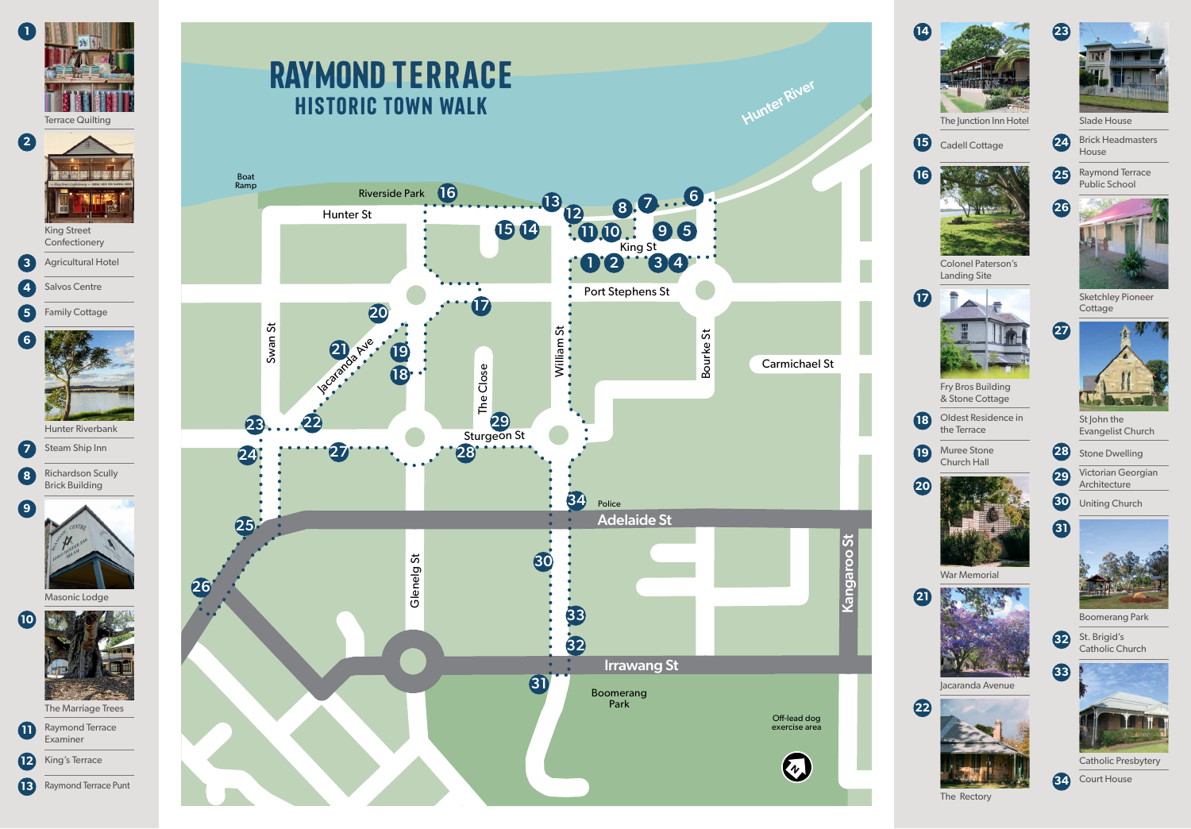# RAYMOND TERRACE

## HISTORIC TOWN WALK

1. Terrace Quilting
2. King Street Confectionery
3. Agricultural Hotel
4. Salvos Centre
5. Family Cottage
6. Hunter Riverbank
7. Steam Ship Inn
8. Richardson Scully Brick Building
9. Masonic Lodge
10. The Marriage Trees
11. Raymond Terrace Examiner
12. King's Terrace
13. Raymond Terrace Punt
14. The Junction Inn Hotel
15. Cadell Cottage
16. Colonel Paterson's Landing Site
17. Fry Bros Building & Stone Cottage
18. Oldest Residence in the Terrace
19. Muree Stone Church Hall
20. War Memorial
21. Jacaranda Avenue
22. The Rectory
23. Slade House
24. Brick Headmasters House
25. Raymond Terrace Public School
26. Sketchley Pioneer Cottage
27. St John the Evangelist Church
28. Stone Dwelling
29. Victorian Georgian Architecture
30. Uniting Church
31. Boomerang Park
32. St. Brigid's Catholic Church
33. Catholic Presbytery
34. Court House

Hunter River, Boat Ramp, Riverside Park, Hunter St, King St, Port Stephens St, Swan St, Jacaranda Ave, The Close, William St, Bourke St, Carmichael St, Sturgeon St, Police, Adelaide St, Glenelg St, Kangaroo St, Irrawang St, Boomerang Park, Off-lead dog exercise area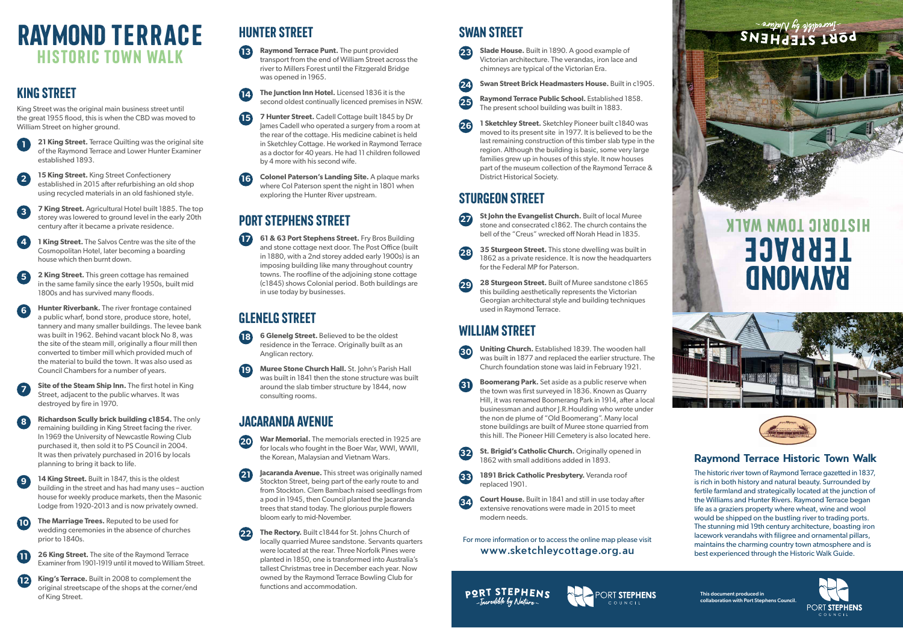# RAYMOND TERRACE
## HISTORIC TOWN WALK

## KING STREET

King Street was the original main business street until the great 1955 flood, this is when the CBD was moved to William Street on higher ground.

1. **21 King Street.** Terrace Quilting was the original site of the Raymond Terrace and Lower Hunter Examiner established 1893.
2. **15 King Street.** King Street Confectionery established in 2015 after refurbishing an old shop using recycled materials in an old fashioned style.
3. **7 King Street.** Agricultural Hotel built 1885. The top storey was lowered to ground level in the early 20th century after it became a private residence.
4. **1 King Street.** The Salvos Centre was the site of the Cosmopolitan Hotel, later becoming a boarding house which then burnt down.
5. **2 King Street.** This green cottage has remained in the same family since the early 1950s, built mid 1800s and has survived many floods.
6. **Hunter Riverbank.** The river frontage contained a public wharf, bond store, produce store, hotel, tannery and many smaller buildings. The levee bank was built in 1962. Behind vacant block No 8, was the site of the steam mill, originally a flour mill then converted to timber mill which provided much of the material to build the town. It was also used as Council Chambers for a number of years.
7. **Site of the Steam Ship Inn.** The first hotel in King Street, adjacent to the public wharves. It was destroyed by fire in 1970.
8. **Richardson Scully brick building c1854.** The only remaining building in King Street facing the river. In 1969 the University of Newcastle Rowing Club purchased it, then sold it to PS Council in 2004. It was then privately purchased in 2016 by locals planning to bring it back to life.
9. **14 King Street.** Built in 1847, this is the oldest building in the street and has had many uses – auction house for weekly produce markets, then the Masonic Lodge from 1920-2013 and is now privately owned.
10. **The Marriage Trees.** Reputed to be used for wedding ceremonies in the absence of churches prior to 1840s.
11. **26 King Street.** The site of the Raymond Terrace Examiner from 1901-1919 until it moved to William Street.
12. **King's Terrace.** Built in 2008 to complement the original streetscape of the shops at the corner/end of King Street.

## HUNTER STREET

13. **Raymond Terrace Punt.** The punt provided transport from the end of William Street across the river to Millers Forest until the Fitzgerald Bridge was opened in 1965.
14. **The Junction Inn Hotel.** Licensed 1836 it is the second oldest continually licenced premises in NSW.
15. **7 Hunter Street.** Cadell Cottage built 1845 by Dr James Cadell who operated a surgery from a room at the rear of the cottage. His medicine cabinet is held in Sketchley Cottage. He worked in Raymond Terrace as a doctor for 40 years. He had 11 children followed by 4 more with his second wife.
16. **Colonel Paterson's Landing Site.** A plaque marks where Col Paterson spent the night in 1801 when exploring the Hunter River upstream.

## PORT STEPHENS STREET

17. **61 & 63 Port Stephens Street.** Fry Bros Building and stone cottage next door. The Post Office (built in 1880, with a 2nd storey added early 1900s) is an imposing building like many throughout country towns. The roofline of the adjoining stone cottage (c1845) shows Colonial period. Both buildings are in use today by businesses.

## GLENELG STREET

18. **6 Glenelg Street.** Believed to be the oldest residence in the Terrace. Originally built as an Anglican rectory.
19. **Muree Stone Church Hall.** St. John's Parish Hall was built in 1841 then the stone structure was built around the slab timber structure by 1844, now consulting rooms.

## JACARANDA AVENUE

20. **War Memorial.** The memorials erected in 1925 are for locals who fought in the Boer War, WWI, WWII, the Korean, Malaysian and Vietnam Wars.
21. **Jacaranda Avenue.** This street was originally named Stockton Street, being part of the early route to and from Stockton. Clem Bambach raised seedlings from a pod in 1945, then Council planted the Jacaranda trees that stand today. The glorious purple flowers bloom early to mid-November.
22. **The Rectory.** Built c1844 for St. Johns Church of locally quarried Muree sandstone. Servants quarters were located at the rear. Three Norfolk Pines were planted in 1850, one is transformed into Australia's tallest Christmas tree in December each year. Now owned by the Raymond Terrace Bowling Club for functions and accommodation.

## SWAN STREET

23. **Slade House.** Built in 1890. A good example of Victorian architecture. The verandas, iron lace and chimneys are typical of the Victorian Era.
24. **Swan Street Brick Headmasters House.** Built in c1905.
25. **Raymond Terrace Public School.** Established 1858. The present school building was built in 1883.
26. **1 Sketchley Street.** Sketchley Pioneer built c1840 was moved to its present site in 1977. It is believed to be the last remaining construction of this timber slab type in the region. Although the building is basic, some very large families grew up in houses of this style. It now houses part of the museum collection of the Raymond Terrace & District Historical Society.

## STURGEON STREET

27. **St John the Evangelist Church.** Built of local Muree stone and consecrated c1862. The church contains the bell of the "Creus" wrecked off Norah Head in 1835.
28. **35 Sturgeon Street.** This stone dwelling was built in 1862 as a private residence. It is now the headquarters for the Federal MP for Paterson.
29. **28 Sturgeon Street.** Built of Muree sandstone c1865 this building aesthetically represents the Victorian Georgian architectural style and building techniques used in Raymond Terrace.

## WILLIAM STREET

30. **Uniting Church.** Established 1839. The wooden hall was built in 1877 and replaced the earlier structure. The Church foundation stone was laid in February 1921.
31. **Boomerang Park.** Set aside as a public reserve when the town was first surveyed in 1836. Known as Quarry Hill, it was renamed Boomerang Park in 1914, after a local businessman and author J.R.Houlding who wrote under the non de plume of "Old Boomerang". Many local stone buildings are built of Muree stone quarried from this hill. The Pioneer Hill Cemetery is also located here.
32. **St. Brigid's Catholic Church.** Originally opened in 1862 with small additions added in 1893.
33. **1891 Brick Catholic Presbytery.** Veranda roof replaced 1901.
34. **Court House.** Built in 1841 and still in use today after extensive renovations were made in 2015 to meet modern needs.

For more information or to access the online map please visit
www.sketchleycottage.org.au

PORT STEPHENS
-Incredible by Nature-

PORT STEPHENS COUNCIL

RAYMOND TERRACE
HISTORIC TOWN WALK

### Raymond Terrace Historic Town Walk

The historic river town of Raymond Terrace gazetted in 1837, is rich in both history and natural beauty. Surrounded by fertile farmland and strategically located at the junction of the Williams and Hunter Rivers. Raymond Terrace began life as a graziers property where wheat, wine and wool would be shipped on the bustling river to trading ports. The stunning mid 19th century architecture, boasting iron lacework verandahs with filigree and ornamental pillars, maintains the charming country town atmosphere and is best experienced through the Historic Walk Guide.

This document produced in collaboration with Port Stephens Council.

PORT STEPHENS COUNCIL